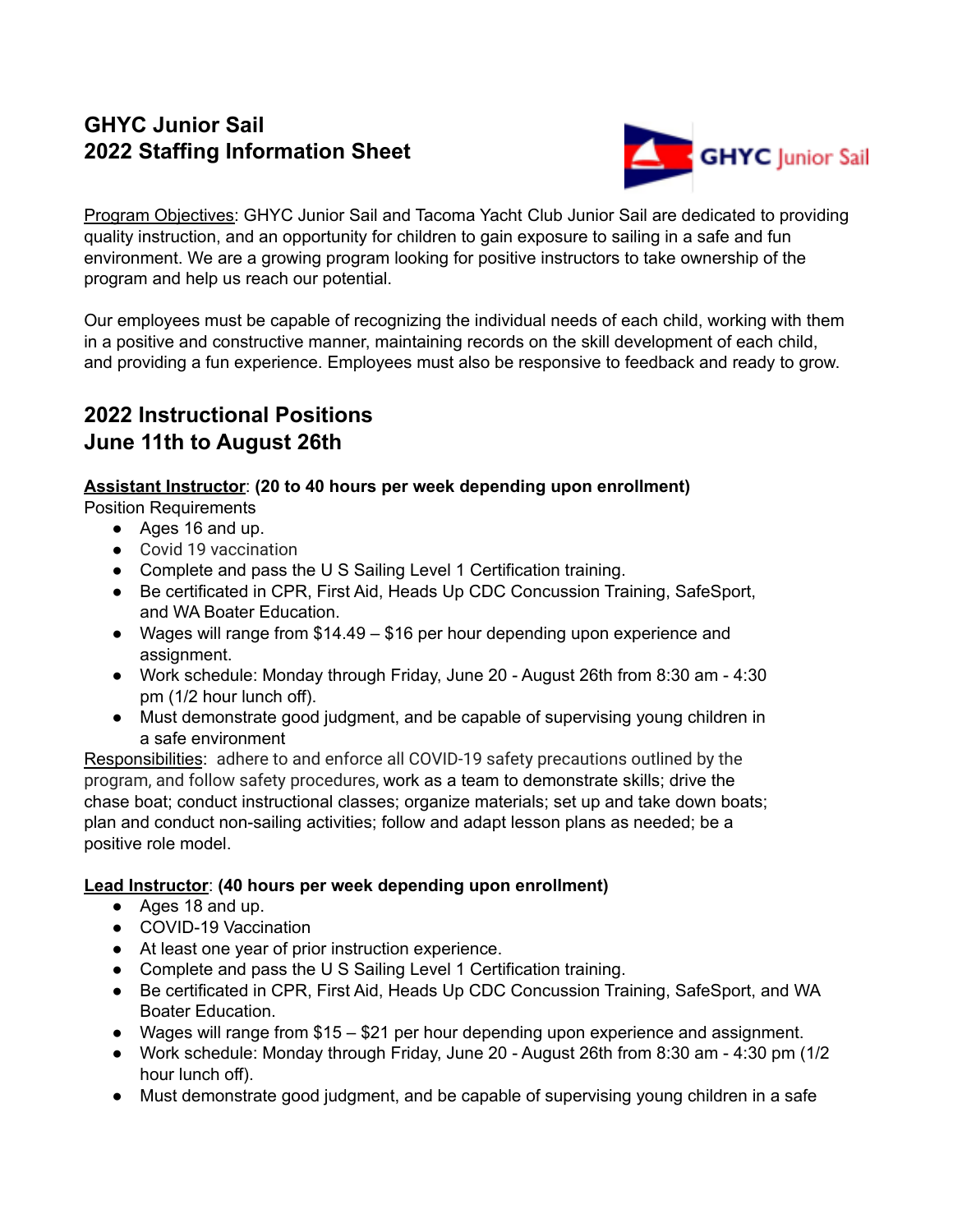# GHYC Junior Sail
# 2022 Staffing Information Sheet

Program Objectives: GHYC Junior Sail and Tacoma Yacht Club Junior Sail are dedicated to providing quality instruction, and an opportunity for children to gain exposure to sailing in a safe and fun environment. We are a growing program looking for positive instructors to take ownership of the program and help us reach our potential.

Our employees must be capable of recognizing the individual needs of each child, working with them in a positive and constructive manner, maintaining records on the skill development of each child, and providing a fun experience. Employees must also be responsive to feedback and ready to grow.

## 2022 Instructional Positions
## June 11th to August 26th

**Assistant Instructor**: **(20 to 40 hours per week depending upon enrollment)**

Position Requirements

- Ages 16 and up.
- Covid 19 vaccination
- Complete and pass the U S Sailing Level 1 Certification training.
- Be certificated in CPR, First Aid, Heads Up CDC Concussion Training, SafeSport, and WA Boater Education.
- Wages will range from $14.49 – $16 per hour depending upon experience and assignment.
- Work schedule: Monday through Friday, June 20 - August 26th from 8:30 am - 4:30 pm (1/2 hour lunch off).
- Must demonstrate good judgment, and be capable of supervising young children in a safe environment

Responsibilities: adhere to and enforce all COVID-19 safety precautions outlined by the program, and follow safety procedures, work as a team to demonstrate skills; drive the chase boat; conduct instructional classes; organize materials; set up and take down boats; plan and conduct non-sailing activities; follow and adapt lesson plans as needed; be a positive role model.

**Lead Instructor**: **(40 hours per week depending upon enrollment)**

- Ages 18 and up.
- COVID-19 Vaccination
- At least one year of prior instruction experience.
- Complete and pass the U S Sailing Level 1 Certification training.
- Be certificated in CPR, First Aid, Heads Up CDC Concussion Training, SafeSport, and WA Boater Education.
- Wages will range from $15 – $21 per hour depending upon experience and assignment.
- Work schedule: Monday through Friday, June 20 - August 26th from 8:30 am - 4:30 pm (1/2 hour lunch off).
- Must demonstrate good judgment, and be capable of supervising young children in a safe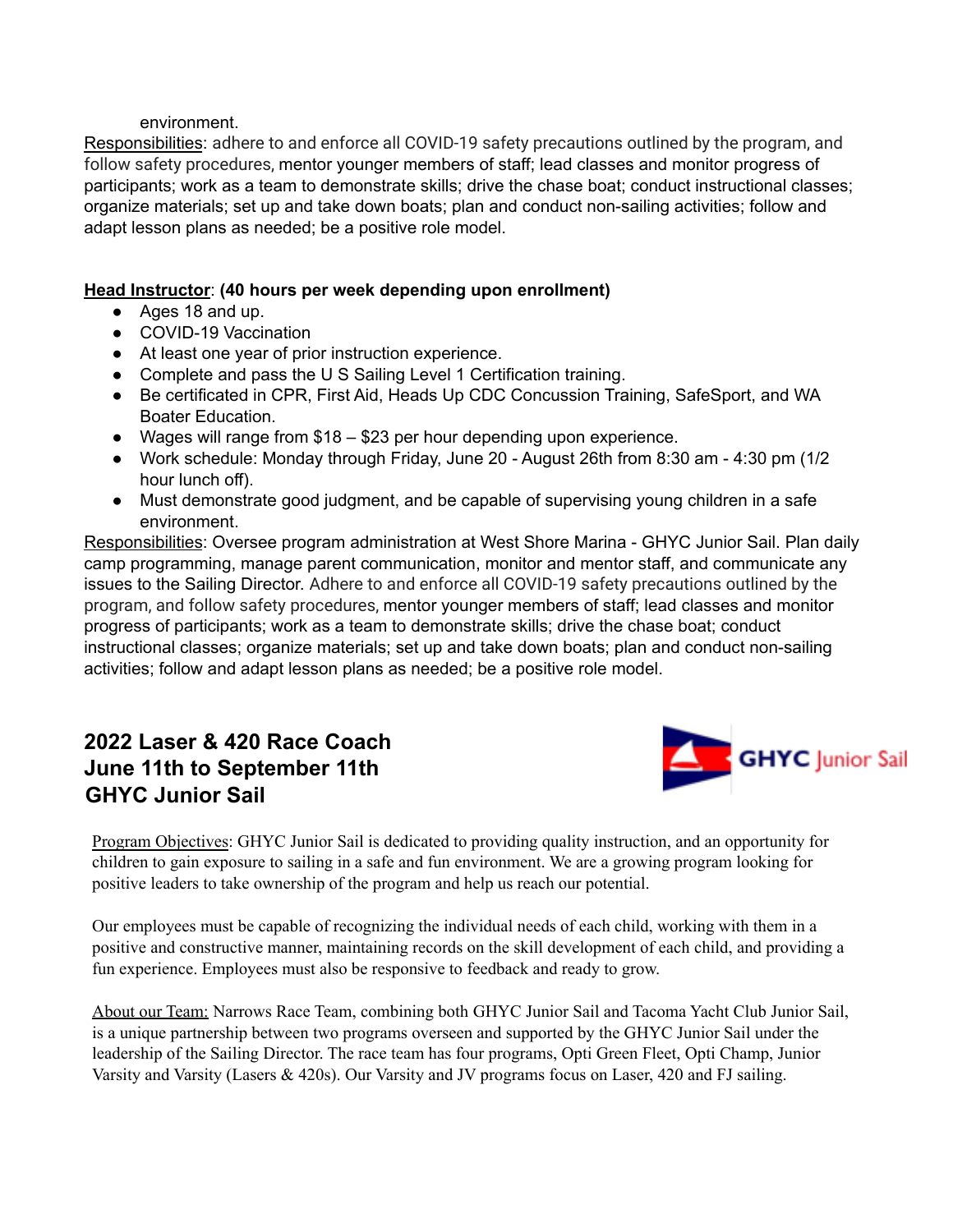environment.

Responsibilities: adhere to and enforce all COVID-19 safety precautions outlined by the program, and follow safety procedures, mentor younger members of staff; lead classes and monitor progress of participants; work as a team to demonstrate skills; drive the chase boat; conduct instructional classes; organize materials; set up and take down boats; plan and conduct non-sailing activities; follow and adapt lesson plans as needed; be a positive role model.

**Head Instructor**: **(40 hours per week depending upon enrollment)**

- Ages 18 and up.
- COVID-19 Vaccination
- At least one year of prior instruction experience.
- Complete and pass the U S Sailing Level 1 Certification training.
- Be certificated in CPR, First Aid, Heads Up CDC Concussion Training, SafeSport, and WA Boater Education.
- Wages will range from $18 – $23 per hour depending upon experience.
- Work schedule: Monday through Friday, June 20 - August 26th from 8:30 am - 4:30 pm (1/2 hour lunch off).
- Must demonstrate good judgment, and be capable of supervising young children in a safe environment.

Responsibilities: Oversee program administration at West Shore Marina - GHYC Junior Sail. Plan daily camp programming, manage parent communication, monitor and mentor staff, and communicate any issues to the Sailing Director. Adhere to and enforce all COVID-19 safety precautions outlined by the program, and follow safety procedures, mentor younger members of staff; lead classes and monitor progress of participants; work as a team to demonstrate skills; drive the chase boat; conduct instructional classes; organize materials; set up and take down boats; plan and conduct non-sailing activities; follow and adapt lesson plans as needed; be a positive role model.

## 2022 Laser & 420 Race Coach
## June 11th to September 11th
## GHYC Junior Sail

GHYC Junior Sail

Program Objectives: GHYC Junior Sail is dedicated to providing quality instruction, and an opportunity for children to gain exposure to sailing in a safe and fun environment. We are a growing program looking for positive leaders to take ownership of the program and help us reach our potential.

Our employees must be capable of recognizing the individual needs of each child, working with them in a positive and constructive manner, maintaining records on the skill development of each child, and providing a fun experience. Employees must also be responsive to feedback and ready to grow.

About our Team: Narrows Race Team, combining both GHYC Junior Sail and Tacoma Yacht Club Junior Sail, is a unique partnership between two programs overseen and supported by the GHYC Junior Sail under the leadership of the Sailing Director. The race team has four programs, Opti Green Fleet, Opti Champ, Junior Varsity and Varsity (Lasers & 420s). Our Varsity and JV programs focus on Laser, 420 and FJ sailing.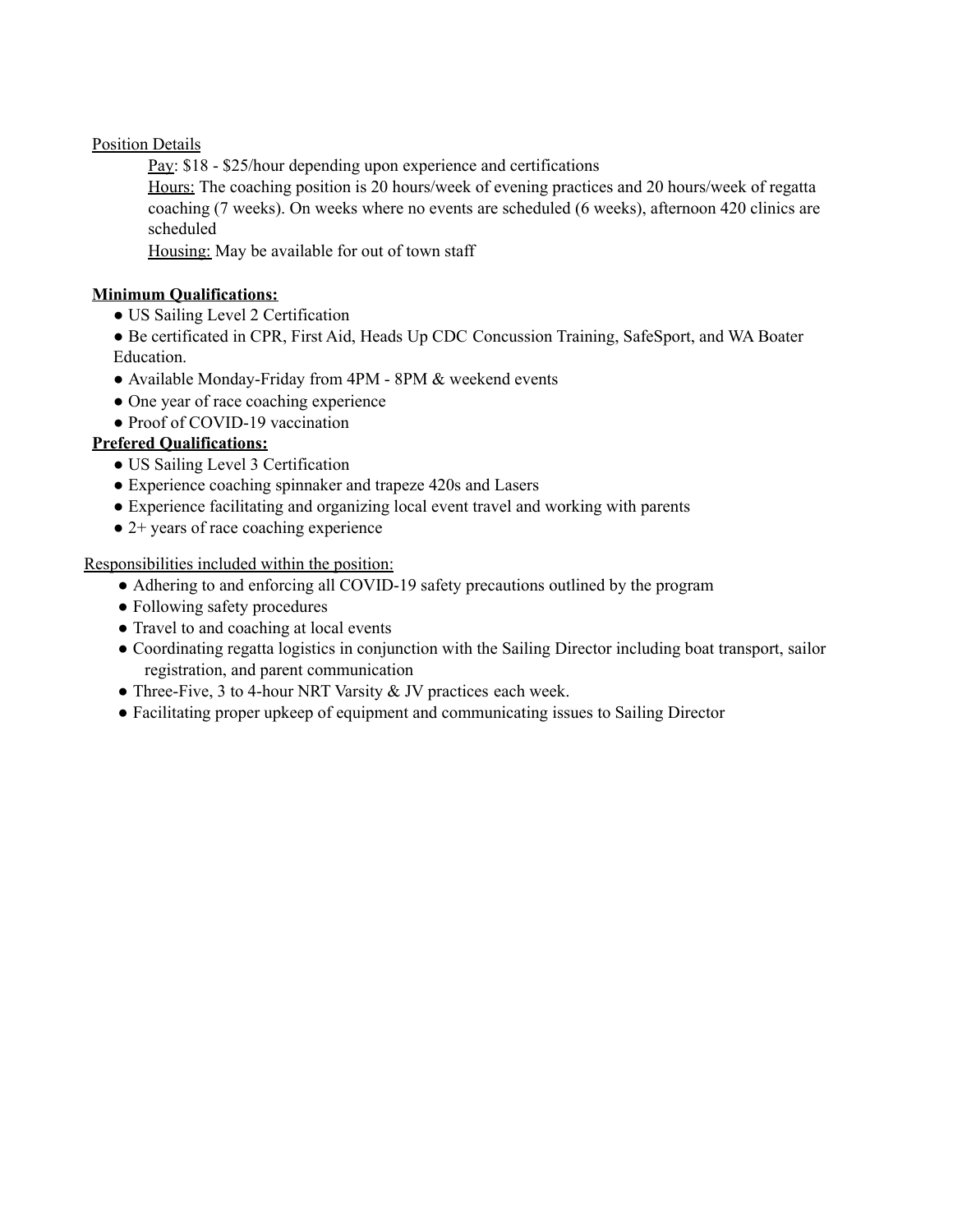Position Details

Pay: $18 - $25/hour depending upon experience and certifications

Hours: The coaching position is 20 hours/week of evening practices and 20 hours/week of regatta coaching (7 weeks). On weeks where no events are scheduled (6 weeks), afternoon 420 clinics are scheduled

Housing: May be available for out of town staff

**Minimum Qualifications:**

- US Sailing Level 2 Certification
- Be certificated in CPR, First Aid, Heads Up CDC Concussion Training, SafeSport, and WA Boater Education.
- Available Monday-Friday from 4PM - 8PM & weekend events
- One year of race coaching experience
- Proof of COVID-19 vaccination

**Prefered Qualifications:**

- US Sailing Level 3 Certification
- Experience coaching spinnaker and trapeze 420s and Lasers
- Experience facilitating and organizing local event travel and working with parents
- 2+ years of race coaching experience

Responsibilities included within the position:

- Adhering to and enforcing all COVID-19 safety precautions outlined by the program
- Following safety procedures
- Travel to and coaching at local events
- Coordinating regatta logistics in conjunction with the Sailing Director including boat transport, sailor registration, and parent communication
- Three-Five, 3 to 4-hour NRT Varsity & JV practices each week.
- Facilitating proper upkeep of equipment and communicating issues to Sailing Director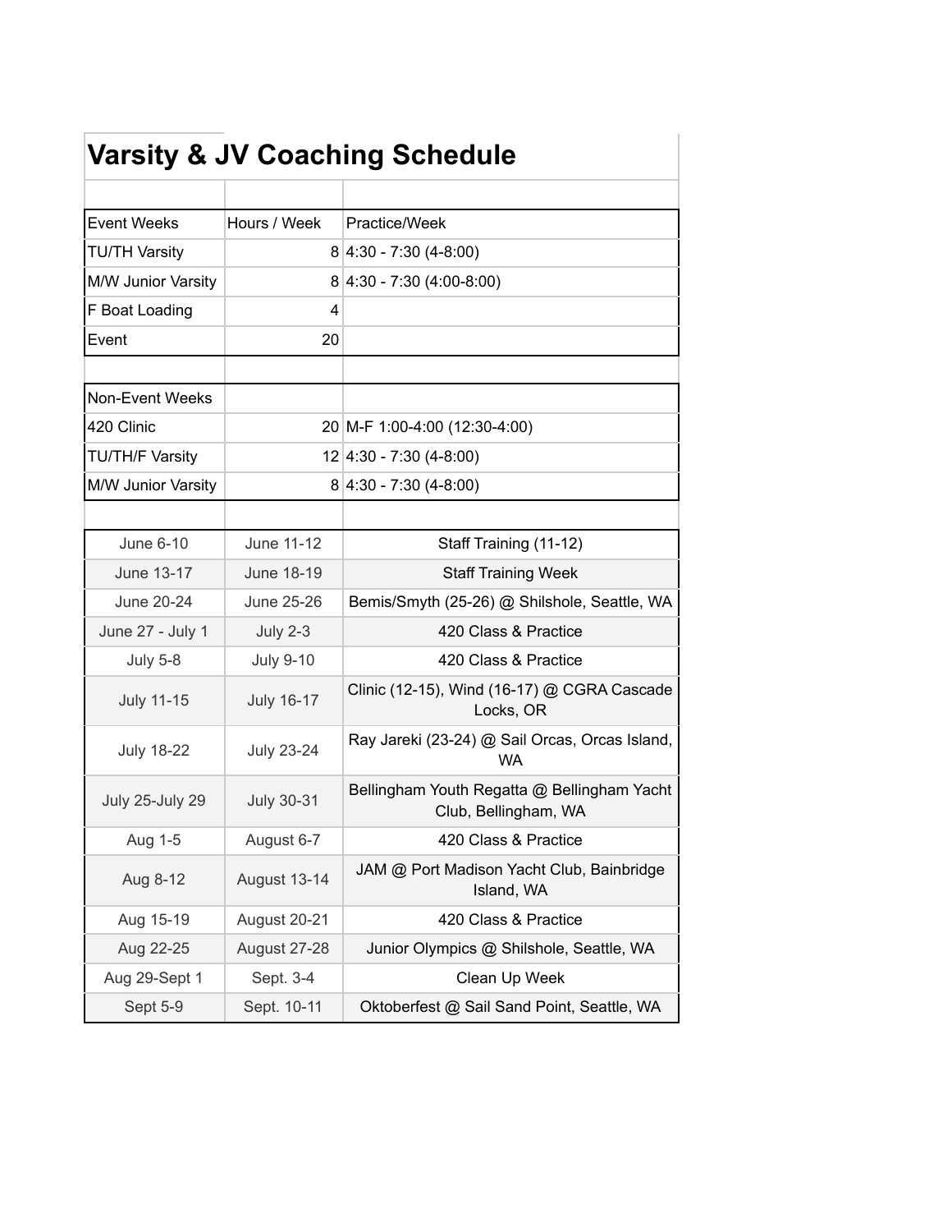# Varsity & JV Coaching Schedule

| Event Weeks | Hours / Week | Practice/Week |
|---|---|---|
| TU/TH Varsity | 8 | 4:30 - 7:30 (4-8:00) |
| M/W Junior Varsity | 8 | 4:30 - 7:30 (4:00-8:00) |
| F Boat Loading | 4 | |
| Event | 20 | |

| Non-Event Weeks | | |
|---|---|---|
| 420 Clinic | 20 | M-F 1:00-4:00 (12:30-4:00) |
| TU/TH/F Varsity | 12 | 4:30 - 7:30 (4-8:00) |
| M/W Junior Varsity | 8 | 4:30 - 7:30 (4-8:00) |

| | | |
|---|---|---|
| June 6-10 | June 11-12 | Staff Training (11-12) |
| June 13-17 | June 18-19 | Staff Training Week |
| June 20-24 | June 25-26 | Bemis/Smyth (25-26) @ Shilshole, Seattle, WA |
| June 27 - July 1 | July 2-3 | 420 Class & Practice |
| July 5-8 | July 9-10 | 420 Class & Practice |
| July 11-15 | July 16-17 | Clinic (12-15), Wind (16-17) @ CGRA Cascade Locks, OR |
| July 18-22 | July 23-24 | Ray Jareki (23-24) @ Sail Orcas, Orcas Island, WA |
| July 25-July 29 | July 30-31 | Bellingham Youth Regatta @ Bellingham Yacht Club, Bellingham, WA |
| Aug 1-5 | August 6-7 | 420 Class & Practice |
| Aug 8-12 | August 13-14 | JAM @ Port Madison Yacht Club, Bainbridge Island, WA |
| Aug 15-19 | August 20-21 | 420 Class & Practice |
| Aug 22-25 | August 27-28 | Junior Olympics @ Shilshole, Seattle, WA |
| Aug 29-Sept 1 | Sept. 3-4 | Clean Up Week |
| Sept 5-9 | Sept. 10-11 | Oktoberfest @ Sail Sand Point, Seattle, WA |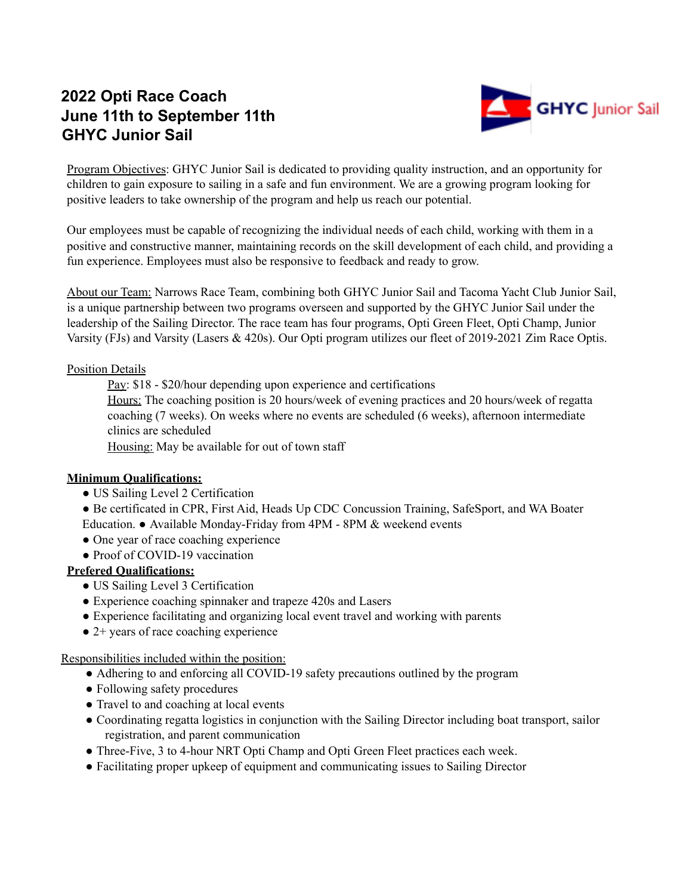# 2022 Opti Race Coach
# June 11th to September 11th
# GHYC Junior Sail

Program Objectives: GHYC Junior Sail is dedicated to providing quality instruction, and an opportunity for children to gain exposure to sailing in a safe and fun environment. We are a growing program looking for positive leaders to take ownership of the program and help us reach our potential.

Our employees must be capable of recognizing the individual needs of each child, working with them in a positive and constructive manner, maintaining records on the skill development of each child, and providing a fun experience. Employees must also be responsive to feedback and ready to grow.

About our Team: Narrows Race Team, combining both GHYC Junior Sail and Tacoma Yacht Club Junior Sail, is a unique partnership between two programs overseen and supported by the GHYC Junior Sail under the leadership of the Sailing Director. The race team has four programs, Opti Green Fleet, Opti Champ, Junior Varsity (FJs) and Varsity (Lasers & 420s). Our Opti program utilizes our fleet of 2019-2021 Zim Race Optis.

Position Details

Pay: $18 - $20/hour depending upon experience and certifications

Hours: The coaching position is 20 hours/week of evening practices and 20 hours/week of regatta coaching (7 weeks). On weeks where no events are scheduled (6 weeks), afternoon intermediate clinics are scheduled

Housing: May be available for out of town staff

**Minimum Qualifications:**

- US Sailing Level 2 Certification
- Be certificated in CPR, First Aid, Heads Up CDC Concussion Training, SafeSport, and WA Boater Education.
- Available Monday-Friday from 4PM - 8PM & weekend events
- One year of race coaching experience
- Proof of COVID-19 vaccination

**Prefered Qualifications:**

- US Sailing Level 3 Certification
- Experience coaching spinnaker and trapeze 420s and Lasers
- Experience facilitating and organizing local event travel and working with parents
- 2+ years of race coaching experience

Responsibilities included within the position:

- Adhering to and enforcing all COVID-19 safety precautions outlined by the program
- Following safety procedures
- Travel to and coaching at local events
- Coordinating regatta logistics in conjunction with the Sailing Director including boat transport, sailor registration, and parent communication
- Three-Five, 3 to 4-hour NRT Opti Champ and Opti Green Fleet practices each week.
- Facilitating proper upkeep of equipment and communicating issues to Sailing Director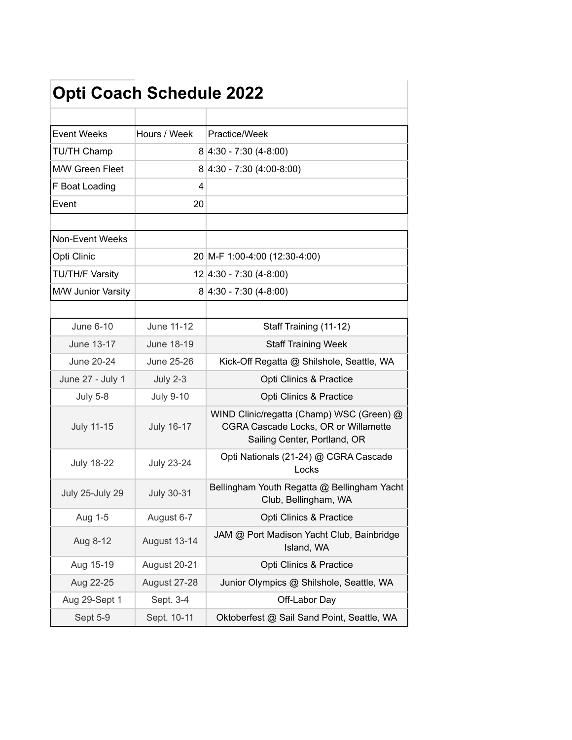# Opti Coach Schedule 2022

| Event Weeks | Hours / Week | Practice/Week |
|---|---|---|
| TU/TH Champ | 8 | 4:30 - 7:30 (4-8:00) |
| M/W Green Fleet | 8 | 4:30 - 7:30 (4:00-8:00) |
| F Boat Loading | 4 | |
| Event | 20 | |

| Non-Event Weeks | | |
|---|---|---|
| Opti Clinic | 20 | M-F 1:00-4:00 (12:30-4:00) |
| TU/TH/F Varsity | 12 | 4:30 - 7:30 (4-8:00) |
| M/W Junior Varsity | 8 | 4:30 - 7:30 (4-8:00) |

| | | |
|---|---|---|
| June 6-10 | June 11-12 | Staff Training (11-12) |
| June 13-17 | June 18-19 | Staff Training Week |
| June 20-24 | June 25-26 | Kick-Off Regatta @ Shilshole, Seattle, WA |
| June 27 - July 1 | July 2-3 | Opti Clinics & Practice |
| July 5-8 | July 9-10 | Opti Clinics & Practice |
| July 11-15 | July 16-17 | WIND Clinic/regatta (Champ) WSC (Green) @ CGRA Cascade Locks, OR or Willamette Sailing Center, Portland, OR |
| July 18-22 | July 23-24 | Opti Nationals (21-24) @ CGRA Cascade Locks |
| July 25-July 29 | July 30-31 | Bellingham Youth Regatta @ Bellingham Yacht Club, Bellingham, WA |
| Aug 1-5 | August 6-7 | Opti Clinics & Practice |
| Aug 8-12 | August 13-14 | JAM @ Port Madison Yacht Club, Bainbridge Island, WA |
| Aug 15-19 | August 20-21 | Opti Clinics & Practice |
| Aug 22-25 | August 27-28 | Junior Olympics @ Shilshole, Seattle, WA |
| Aug 29-Sept 1 | Sept. 3-4 | Off-Labor Day |
| Sept 5-9 | Sept. 10-11 | Oktoberfest @ Sail Sand Point, Seattle, WA |